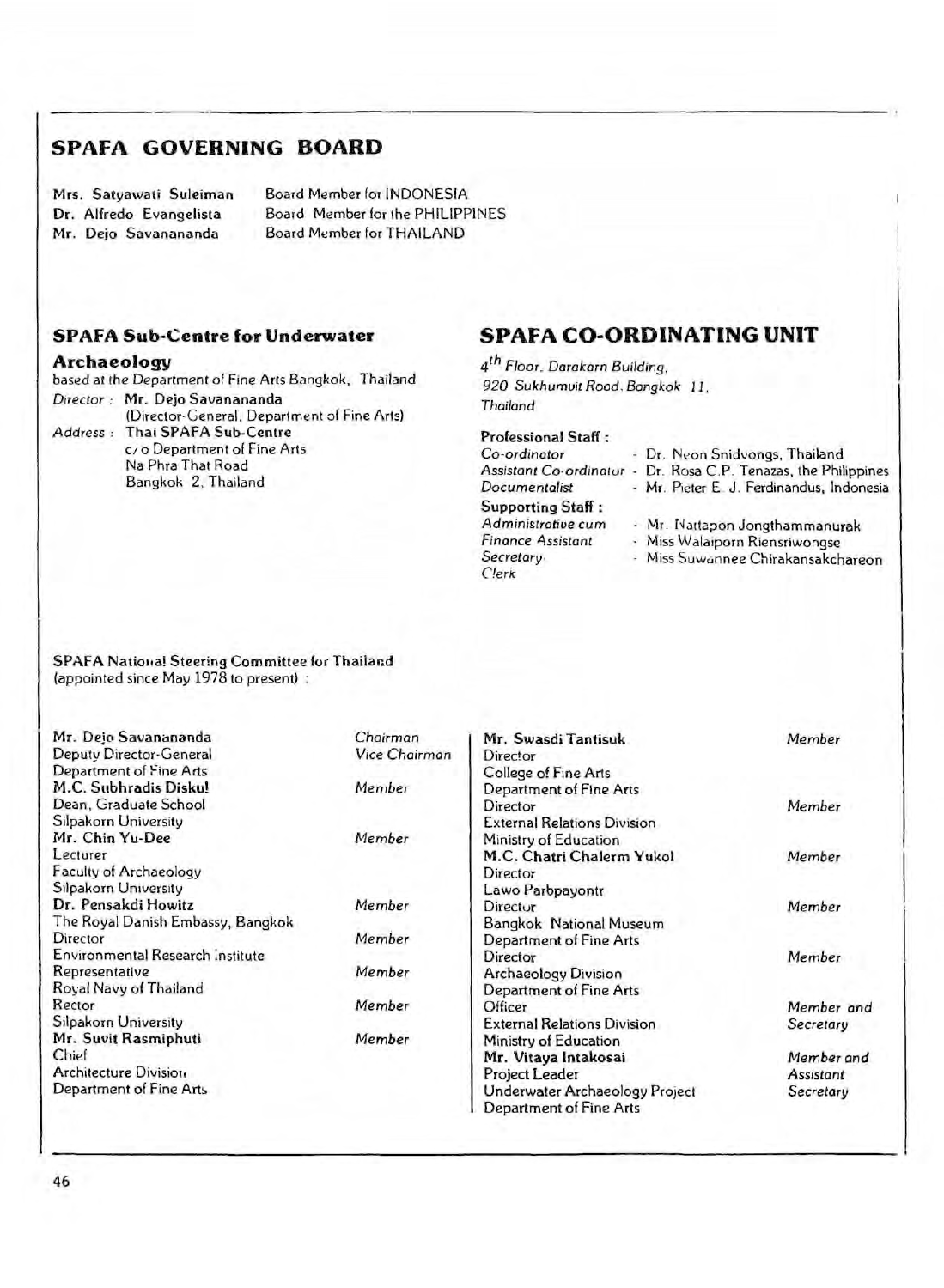## SPAFA GOVERNING BOARD

| | |
|---|---|
| **Mrs. Satyawati Suleiman** | Board Member for INDONESIA |
| **Dr. Alfredo Evangelista** | Board Member for the PHILIPPINES |
| **Mr. Dejo Savanananda** | Board Member for THAILAND |

### SPAFA Sub-Centre for Underwater Archaeology

based at the Department of Fine Arts Bangkok, Thailand

*Director* : **Mr. Dejo Savanananda**
(Director-General, Department of Fine Arts)

*Address* : **Thai SPAFA Sub-Centre**
c/o Department of Fine Arts
Na Phra That Road
Bangkok 2, Thailand

## SPAFA CO-ORDINATING UNIT

*4[th] Floor, Darakarn Building,*
*920 Sukhumvit Road, Bangkok 11,*
*Thailand*

**Professional Staff :**

*Co-ordinator* - Dr. Nvon Snidvongs, Thailand
*Assistant Co-ordinator* - Dr. Rosa C.P. Tenazas, the Philippines
*Documentalist* - Mr. Pieter E. J. Ferdinandus, Indonesia

**Supporting Staff :**

*Administrative cum Finance Assistant* - Mr. Nattapon Jongthammanurak
*Secretary* - Miss Walaiporn Riensriwongse
*Clerk* - Miss Suwannee Chirakansakchareon

SPAFA National Steering Committee for Thailand
(appointed since May 1978 to present) :

| | |
|---|---|
| **Mr. Dejo Savanananda** | *Chairman* |
| Deputy Director-General, Department of Fine Arts | *Vice Chairman* |
| **M.C. Subhradis Diskul**, Dean, Graduate School, Silpakorn University | *Member* |
| **Mr. Chin Yu-Dee**, Lecturer, Faculty of Archaeology, Silpakorn University | *Member* |
| **Dr. Pensakdi Howitz**, The Royal Danish Embassy, Bangkok | *Member* |
| Director, Environmental Research Institute | *Member* |
| Representative, Royal Navy of Thailand | *Member* |
| Rector, Silpakorn University | *Member* |
| **Mr. Suvit Rasmiphuti**, Chief, Architecture Division, Department of Fine Arts | *Member* |
| **Mr. Swasdi Tantisuk**, Director, College of Fine Arts, Department of Fine Arts | *Member* |
| Director, External Relations Division, Ministry of Education | *Member* |
| **M.C. Chatri Chalerm Yukol**, Director, Lawo Parbpayontr | *Member* |
| Director, Bangkok National Museum, Department of Fine Arts | *Member* |
| Director, Archaeology Division, Department of Fine Arts | *Member* |
| Officer, External Relations Division, Ministry of Education | *Member and Secretary* |
| **Mr. Vitaya Intakosai**, Project Leader, Underwater Archaeology Project, Department of Fine Arts | *Member and Assistant Secretary* |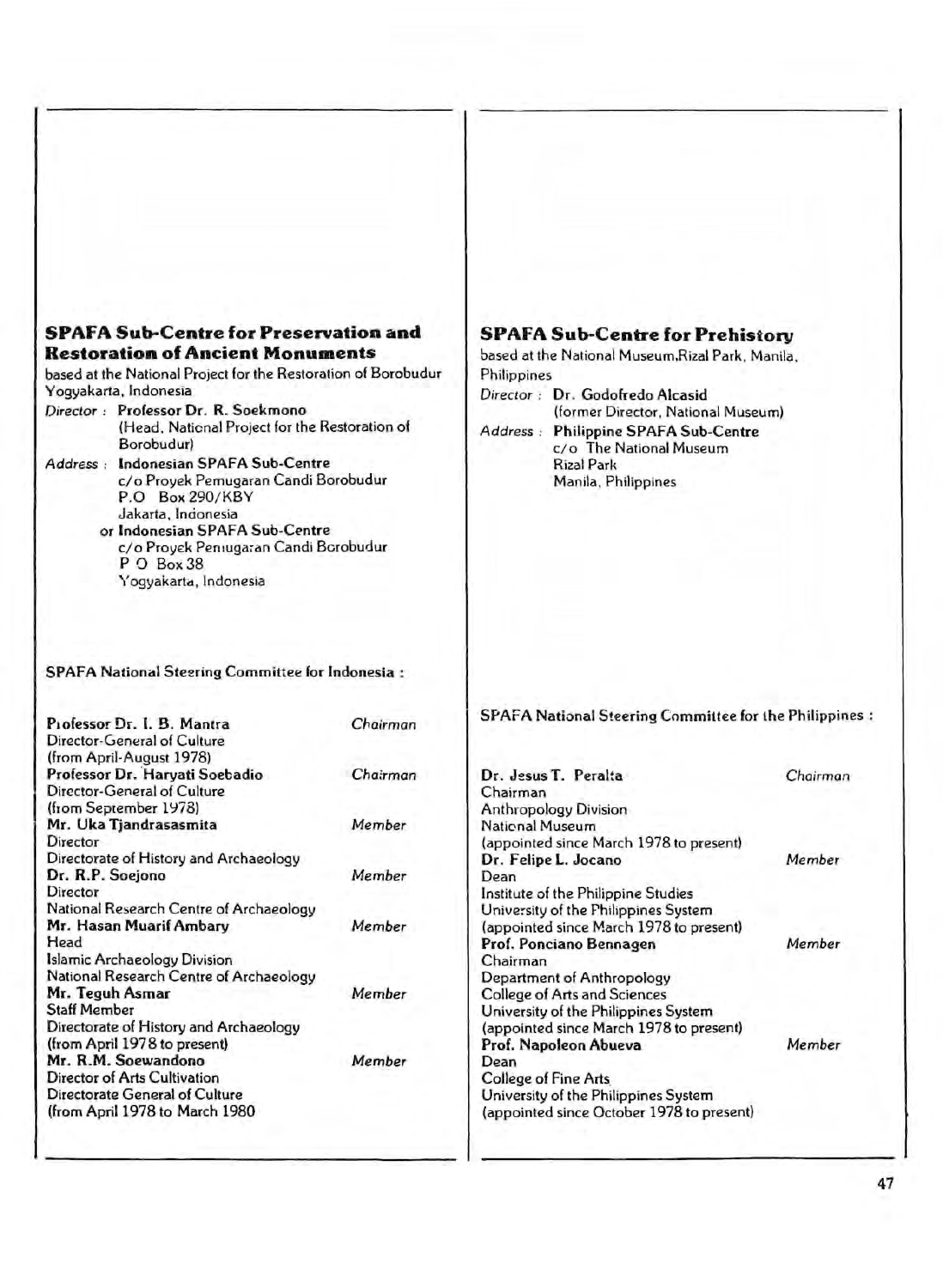## SPAFA Sub-Centre for Preservation and Restoration of Ancient Monuments

based at the National Project for the Restoration of Borobudur Yogyakarta, Indonesia

*Director* : **Professor Dr. R. Soekmono**
(Head, National Project for the Restoration of Borobudur)

*Address* : **Indonesian SPAFA Sub-Centre**
c/o Proyek Pemugaran Candi Borobudur
P.O Box 290/KBY
Jakarta, Indonesia
or **Indonesian SPAFA Sub-Centre**
c/o Proyek Pemugaran Candi Borobudur
P O Box 38
Yogyakarta, Indonesia

SPAFA National Steering Committee for Indonesia :

| | |
|---|---|
| **Professor Dr. I. B. Mantra**<br>Director-General of Culture<br>(from April-August 1978) | *Chairman* |
| **Professor Dr. Haryati Soebadio**<br>Director-General of Culture<br>(from September 1978) | *Chairman* |
| **Mr. Uka Tjandrasasmita**<br>Director<br>Directorate of History and Archaeology | *Member* |
| **Dr. R.P. Soejono**<br>Director<br>National Research Centre of Archaeology | *Member* |
| **Mr. Hasan Muarif Ambary**<br>Head<br>Islamic Archaeology Division<br>National Research Centre of Archaeology | *Member* |
| **Mr. Teguh Asmar**<br>Staff Member<br>Directorate of History and Archaeology<br>(from April 1978 to present) | *Member* |
| **Mr. R.M. Soewandono**<br>Director of Arts Cultivation<br>Directorate General of Culture<br>(from April 1978 to March 1980 | *Member* |

## SPAFA Sub-Centre for Prehistory

based at the National Museum,Rizal Park, Manila, Philippines

*Director* : **Dr. Godofredo Alcasid**
(former Director, National Museum)

*Address* : **Philippine SPAFA Sub-Centre**
c/o The National Museum
Rizal Park
Manila, Philippines

SPAFA National Steering Committee for the Philippines :

| | |
|---|---|
| **Dr. Jesus T. Peralta**<br>Chairman<br>Anthropology Division<br>National Museum<br>(appointed since March 1978 to present) | *Chairman* |
| **Dr. Felipe L. Jocano**<br>Dean<br>Institute of the Philippine Studies<br>University of the Philippines System<br>(appointed since March 1978 to present) | *Member* |
| **Prof. Ponciano Bennagen**<br>Chairman<br>Department of Anthropology<br>College of Arts and Sciences<br>University of the Philippines System<br>(appointed since March 1978 to present) | *Member* |
| **Prof. Napoleon Abueva**<br>Dean<br>College of Fine Arts<br>University of the Philippines System<br>(appointed since October 1978 to present) | *Member* |